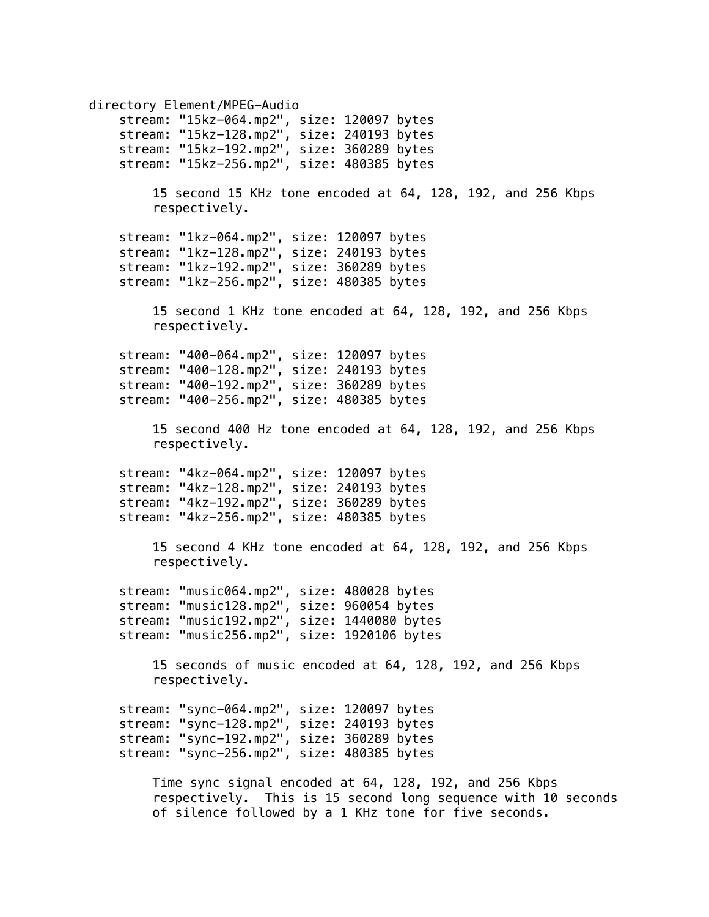directory Element/MPEG-Audio

stream: "15kz-064.mp2", size: 120097 bytes
stream: "15kz-128.mp2", size: 240193 bytes
stream: "15kz-192.mp2", size: 360289 bytes
stream: "15kz-256.mp2", size: 480385 bytes

15 second 15 KHz tone encoded at 64, 128, 192, and 256 Kbps respectively.

stream: "1kz-064.mp2", size: 120097 bytes
stream: "1kz-128.mp2", size: 240193 bytes
stream: "1kz-192.mp2", size: 360289 bytes
stream: "1kz-256.mp2", size: 480385 bytes

15 second 1 KHz tone encoded at 64, 128, 192, and 256 Kbps respectively.

stream: "400-064.mp2", size: 120097 bytes
stream: "400-128.mp2", size: 240193 bytes
stream: "400-192.mp2", size: 360289 bytes
stream: "400-256.mp2", size: 480385 bytes

15 second 400 Hz tone encoded at 64, 128, 192, and 256 Kbps respectively.

stream: "4kz-064.mp2", size: 120097 bytes
stream: "4kz-128.mp2", size: 240193 bytes
stream: "4kz-192.mp2", size: 360289 bytes
stream: "4kz-256.mp2", size: 480385 bytes

15 second 4 KHz tone encoded at 64, 128, 192, and 256 Kbps respectively.

stream: "music064.mp2", size: 480028 bytes
stream: "music128.mp2", size: 960054 bytes
stream: "music192.mp2", size: 1440080 bytes
stream: "music256.mp2", size: 1920106 bytes

15 seconds of music encoded at 64, 128, 192, and 256 Kbps respectively.

stream: "sync-064.mp2", size: 120097 bytes
stream: "sync-128.mp2", size: 240193 bytes
stream: "sync-192.mp2", size: 360289 bytes
stream: "sync-256.mp2", size: 480385 bytes

Time sync signal encoded at 64, 128, 192, and 256 Kbps respectively. This is 15 second long sequence with 10 seconds of silence followed by a 1 KHz tone for five seconds.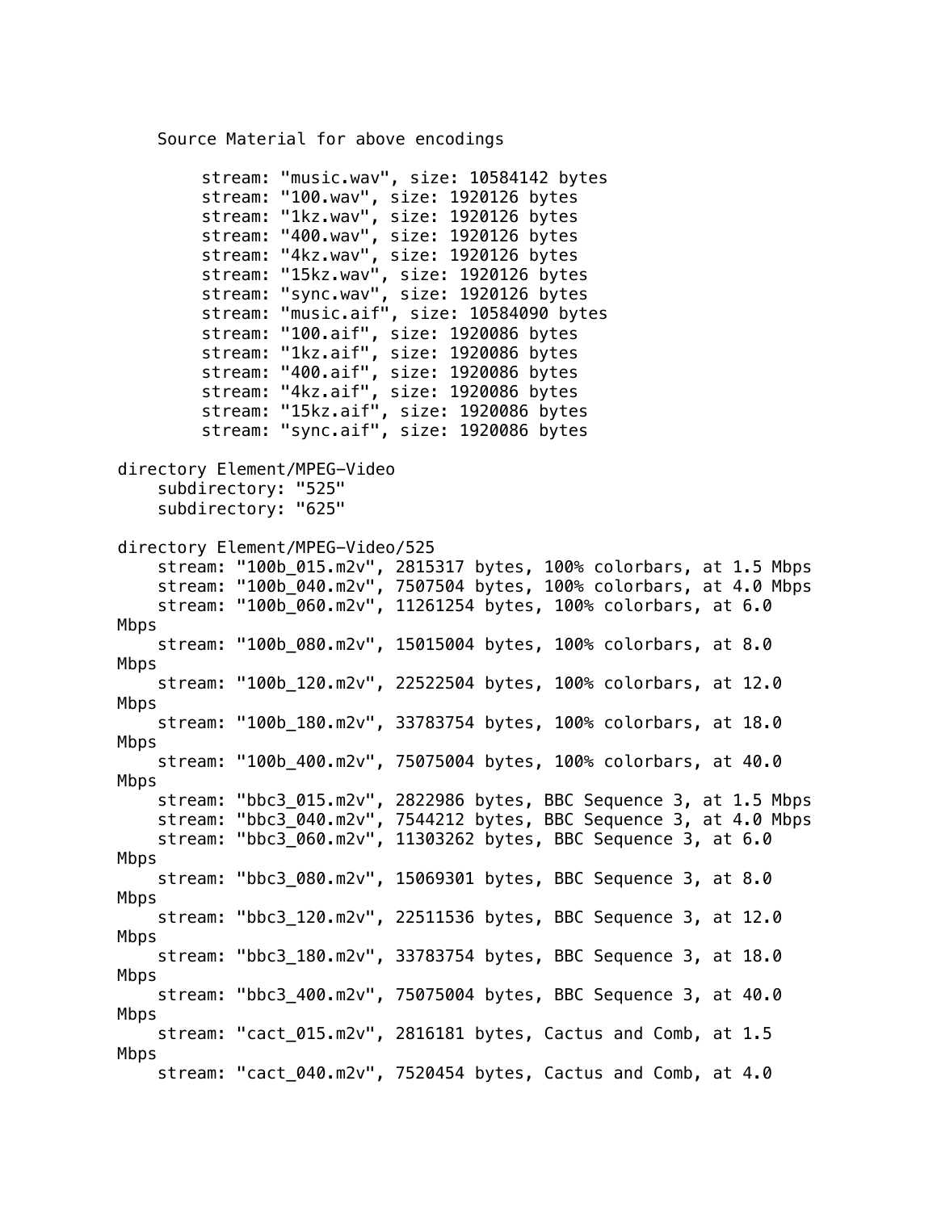```
    Source Material for above encodings

        stream: "music.wav", size: 10584142 bytes
        stream: "100.wav", size: 1920126 bytes
        stream: "1kz.wav", size: 1920126 bytes
        stream: "400.wav", size: 1920126 bytes
        stream: "4kz.wav", size: 1920126 bytes
        stream: "15kz.wav", size: 1920126 bytes
        stream: "sync.wav", size: 1920126 bytes
        stream: "music.aif", size: 10584090 bytes
        stream: "100.aif", size: 1920086 bytes
        stream: "1kz.aif", size: 1920086 bytes
        stream: "400.aif", size: 1920086 bytes
        stream: "4kz.aif", size: 1920086 bytes
        stream: "15kz.aif", size: 1920086 bytes
        stream: "sync.aif", size: 1920086 bytes

directory Element/MPEG-Video
    subdirectory: "525"
    subdirectory: "625"

directory Element/MPEG-Video/525
    stream: "100b_015.m2v", 2815317 bytes, 100% colorbars, at 1.5 Mbps
    stream: "100b_040.m2v", 7507504 bytes, 100% colorbars, at 4.0 Mbps
    stream: "100b_060.m2v", 11261254 bytes, 100% colorbars, at 6.0
Mbps
    stream: "100b_080.m2v", 15015004 bytes, 100% colorbars, at 8.0
Mbps
    stream: "100b_120.m2v", 22522504 bytes, 100% colorbars, at 12.0
Mbps
    stream: "100b_180.m2v", 33783754 bytes, 100% colorbars, at 18.0
Mbps
    stream: "100b_400.m2v", 75075004 bytes, 100% colorbars, at 40.0
Mbps
    stream: "bbc3_015.m2v", 2822986 bytes, BBC Sequence 3, at 1.5 Mbps
    stream: "bbc3_040.m2v", 7544212 bytes, BBC Sequence 3, at 4.0 Mbps
    stream: "bbc3_060.m2v", 11303262 bytes, BBC Sequence 3, at 6.0
Mbps
    stream: "bbc3_080.m2v", 15069301 bytes, BBC Sequence 3, at 8.0
Mbps
    stream: "bbc3_120.m2v", 22511536 bytes, BBC Sequence 3, at 12.0
Mbps
    stream: "bbc3_180.m2v", 33783754 bytes, BBC Sequence 3, at 18.0
Mbps
    stream: "bbc3_400.m2v", 75075004 bytes, BBC Sequence 3, at 40.0
Mbps
    stream: "cact_015.m2v", 2816181 bytes, Cactus and Comb, at 1.5
Mbps
    stream: "cact_040.m2v", 7520454 bytes, Cactus and Comb, at 4.0
```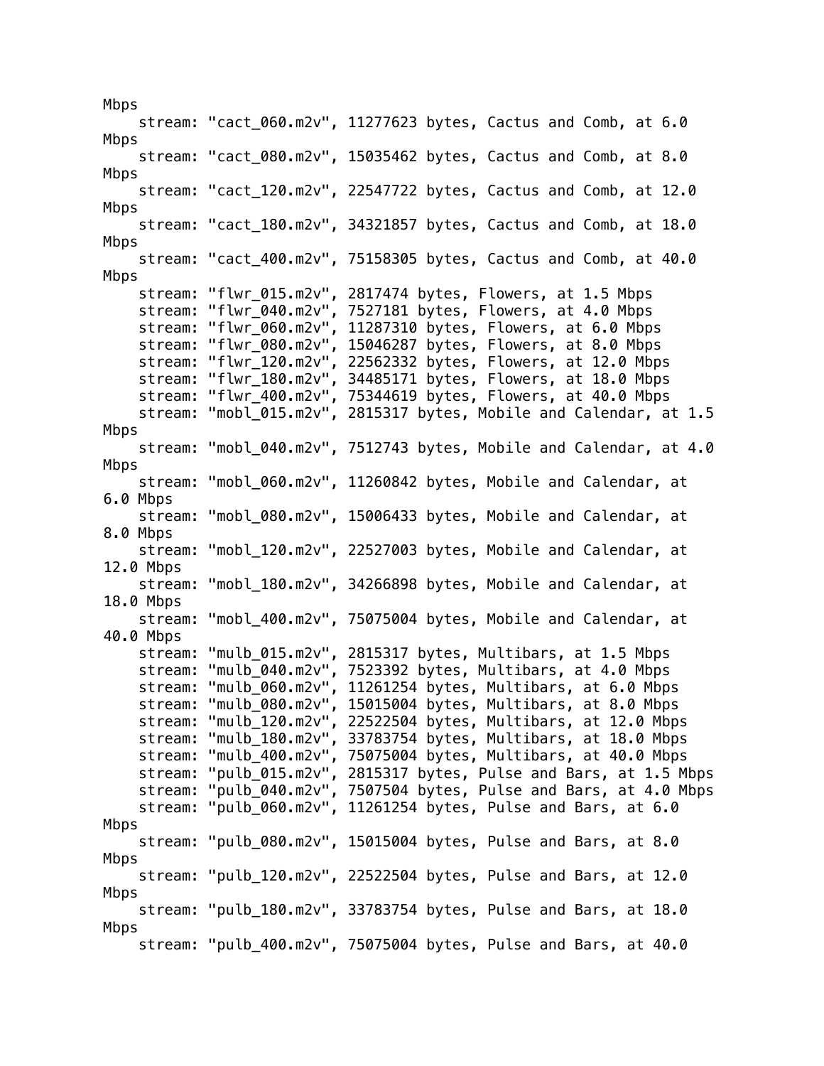```
Mbps
    stream: "cact_060.m2v", 11277623 bytes, Cactus and Comb, at 6.0
Mbps
    stream: "cact_080.m2v", 15035462 bytes, Cactus and Comb, at 8.0
Mbps
    stream: "cact_120.m2v", 22547722 bytes, Cactus and Comb, at 12.0
Mbps
    stream: "cact_180.m2v", 34321857 bytes, Cactus and Comb, at 18.0
Mbps
    stream: "cact_400.m2v", 75158305 bytes, Cactus and Comb, at 40.0
Mbps
    stream: "flwr_015.m2v", 2817474 bytes, Flowers, at 1.5 Mbps
    stream: "flwr_040.m2v", 7527181 bytes, Flowers, at 4.0 Mbps
    stream: "flwr_060.m2v", 11287310 bytes, Flowers, at 6.0 Mbps
    stream: "flwr_080.m2v", 15046287 bytes, Flowers, at 8.0 Mbps
    stream: "flwr_120.m2v", 22562332 bytes, Flowers, at 12.0 Mbps
    stream: "flwr_180.m2v", 34485171 bytes, Flowers, at 18.0 Mbps
    stream: "flwr_400.m2v", 75344619 bytes, Flowers, at 40.0 Mbps
    stream: "mobl_015.m2v", 2815317 bytes, Mobile and Calendar, at 1.5
Mbps
    stream: "mobl_040.m2v", 7512743 bytes, Mobile and Calendar, at 4.0
Mbps
    stream: "mobl_060.m2v", 11260842 bytes, Mobile and Calendar, at
6.0 Mbps
    stream: "mobl_080.m2v", 15006433 bytes, Mobile and Calendar, at
8.0 Mbps
    stream: "mobl_120.m2v", 22527003 bytes, Mobile and Calendar, at
12.0 Mbps
    stream: "mobl_180.m2v", 34266898 bytes, Mobile and Calendar, at
18.0 Mbps
    stream: "mobl_400.m2v", 75075004 bytes, Mobile and Calendar, at
40.0 Mbps
    stream: "mulb_015.m2v", 2815317 bytes, Multibars, at 1.5 Mbps
    stream: "mulb_040.m2v", 7523392 bytes, Multibars, at 4.0 Mbps
    stream: "mulb_060.m2v", 11261254 bytes, Multibars, at 6.0 Mbps
    stream: "mulb_080.m2v", 15015004 bytes, Multibars, at 8.0 Mbps
    stream: "mulb_120.m2v", 22522504 bytes, Multibars, at 12.0 Mbps
    stream: "mulb_180.m2v", 33783754 bytes, Multibars, at 18.0 Mbps
    stream: "mulb_400.m2v", 75075004 bytes, Multibars, at 40.0 Mbps
    stream: "pulb_015.m2v", 2815317 bytes, Pulse and Bars, at 1.5 Mbps
    stream: "pulb_040.m2v", 7507504 bytes, Pulse and Bars, at 4.0 Mbps
    stream: "pulb_060.m2v", 11261254 bytes, Pulse and Bars, at 6.0
Mbps
    stream: "pulb_080.m2v", 15015004 bytes, Pulse and Bars, at 8.0
Mbps
    stream: "pulb_120.m2v", 22522504 bytes, Pulse and Bars, at 12.0
Mbps
    stream: "pulb_180.m2v", 33783754 bytes, Pulse and Bars, at 18.0
Mbps
    stream: "pulb_400.m2v", 75075004 bytes, Pulse and Bars, at 40.0
```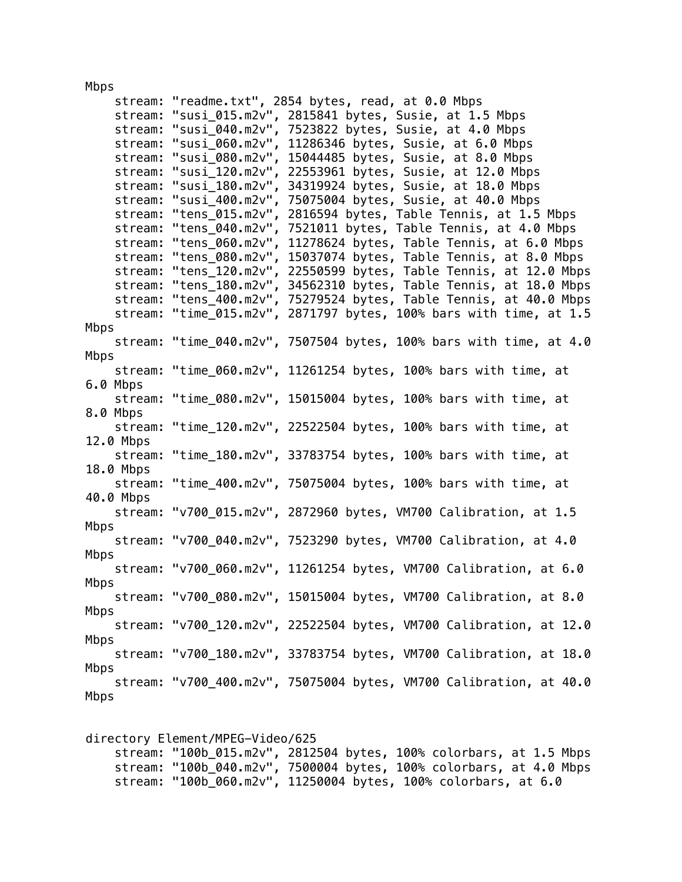```
Mbps
    stream: "readme.txt", 2854 bytes, read, at 0.0 Mbps
    stream: "susi_015.m2v", 2815841 bytes, Susie, at 1.5 Mbps
    stream: "susi_040.m2v", 7523822 bytes, Susie, at 4.0 Mbps
    stream: "susi_060.m2v", 11286346 bytes, Susie, at 6.0 Mbps
    stream: "susi_080.m2v", 15044485 bytes, Susie, at 8.0 Mbps
    stream: "susi_120.m2v", 22553961 bytes, Susie, at 12.0 Mbps
    stream: "susi_180.m2v", 34319924 bytes, Susie, at 18.0 Mbps
    stream: "susi_400.m2v", 75075004 bytes, Susie, at 40.0 Mbps
    stream: "tens_015.m2v", 2816594 bytes, Table Tennis, at 1.5 Mbps
    stream: "tens_040.m2v", 7521011 bytes, Table Tennis, at 4.0 Mbps
    stream: "tens_060.m2v", 11278624 bytes, Table Tennis, at 6.0 Mbps
    stream: "tens_080.m2v", 15037074 bytes, Table Tennis, at 8.0 Mbps
    stream: "tens_120.m2v", 22550599 bytes, Table Tennis, at 12.0 Mbps
    stream: "tens_180.m2v", 34562310 bytes, Table Tennis, at 18.0 Mbps
    stream: "tens_400.m2v", 75279524 bytes, Table Tennis, at 40.0 Mbps
    stream: "time_015.m2v", 2871797 bytes, 100% bars with time, at 1.5
Mbps
    stream: "time_040.m2v", 7507504 bytes, 100% bars with time, at 4.0
Mbps
    stream: "time_060.m2v", 11261254 bytes, 100% bars with time, at
6.0 Mbps
    stream: "time_080.m2v", 15015004 bytes, 100% bars with time, at
8.0 Mbps
    stream: "time_120.m2v", 22522504 bytes, 100% bars with time, at
12.0 Mbps
    stream: "time_180.m2v", 33783754 bytes, 100% bars with time, at
18.0 Mbps
    stream: "time_400.m2v", 75075004 bytes, 100% bars with time, at
40.0 Mbps
    stream: "v700_015.m2v", 2872960 bytes, VM700 Calibration, at 1.5
Mbps
    stream: "v700_040.m2v", 7523290 bytes, VM700 Calibration, at 4.0
Mbps
    stream: "v700_060.m2v", 11261254 bytes, VM700 Calibration, at 6.0
Mbps
    stream: "v700_080.m2v", 15015004 bytes, VM700 Calibration, at 8.0
Mbps
    stream: "v700_120.m2v", 22522504 bytes, VM700 Calibration, at 12.0
Mbps
    stream: "v700_180.m2v", 33783754 bytes, VM700 Calibration, at 18.0
Mbps
    stream: "v700_400.m2v", 75075004 bytes, VM700 Calibration, at 40.0
Mbps


directory Element/MPEG-Video/625
    stream: "100b_015.m2v", 2812504 bytes, 100% colorbars, at 1.5 Mbps
    stream: "100b_040.m2v", 7500004 bytes, 100% colorbars, at 4.0 Mbps
    stream: "100b_060.m2v", 11250004 bytes, 100% colorbars, at 6.0
```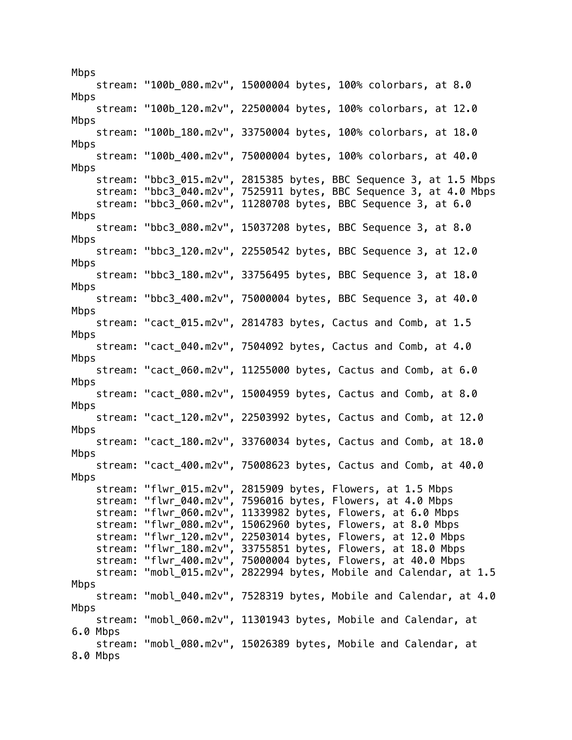```
Mbps
    stream: "100b_080.m2v", 15000004 bytes, 100% colorbars, at 8.0
Mbps
    stream: "100b_120.m2v", 22500004 bytes, 100% colorbars, at 12.0
Mbps
    stream: "100b_180.m2v", 33750004 bytes, 100% colorbars, at 18.0
Mbps
    stream: "100b_400.m2v", 75000004 bytes, 100% colorbars, at 40.0
Mbps
    stream: "bbc3_015.m2v", 2815385 bytes, BBC Sequence 3, at 1.5 Mbps
    stream: "bbc3_040.m2v", 7525911 bytes, BBC Sequence 3, at 4.0 Mbps
    stream: "bbc3_060.m2v", 11280708 bytes, BBC Sequence 3, at 6.0
Mbps
    stream: "bbc3_080.m2v", 15037208 bytes, BBC Sequence 3, at 8.0
Mbps
    stream: "bbc3_120.m2v", 22550542 bytes, BBC Sequence 3, at 12.0
Mbps
    stream: "bbc3_180.m2v", 33756495 bytes, BBC Sequence 3, at 18.0
Mbps
    stream: "bbc3_400.m2v", 75000004 bytes, BBC Sequence 3, at 40.0
Mbps
    stream: "cact_015.m2v", 2814783 bytes, Cactus and Comb, at 1.5
Mbps
    stream: "cact_040.m2v", 7504092 bytes, Cactus and Comb, at 4.0
Mbps
    stream: "cact_060.m2v", 11255000 bytes, Cactus and Comb, at 6.0
Mbps
    stream: "cact_080.m2v", 15004959 bytes, Cactus and Comb, at 8.0
Mbps
    stream: "cact_120.m2v", 22503992 bytes, Cactus and Comb, at 12.0
Mbps
    stream: "cact_180.m2v", 33760034 bytes, Cactus and Comb, at 18.0
Mbps
    stream: "cact_400.m2v", 75008623 bytes, Cactus and Comb, at 40.0
Mbps
    stream: "flwr_015.m2v", 2815909 bytes, Flowers, at 1.5 Mbps
    stream: "flwr_040.m2v", 7596016 bytes, Flowers, at 4.0 Mbps
    stream: "flwr_060.m2v", 11339982 bytes, Flowers, at 6.0 Mbps
    stream: "flwr_080.m2v", 15062960 bytes, Flowers, at 8.0 Mbps
    stream: "flwr_120.m2v", 22503014 bytes, Flowers, at 12.0 Mbps
    stream: "flwr_180.m2v", 33755851 bytes, Flowers, at 18.0 Mbps
    stream: "flwr_400.m2v", 75000004 bytes, Flowers, at 40.0 Mbps
    stream: "mobl_015.m2v", 2822994 bytes, Mobile and Calendar, at 1.5
Mbps
    stream: "mobl_040.m2v", 7528319 bytes, Mobile and Calendar, at 4.0
Mbps
    stream: "mobl_060.m2v", 11301943 bytes, Mobile and Calendar, at
6.0 Mbps
    stream: "mobl_080.m2v", 15026389 bytes, Mobile and Calendar, at
8.0 Mbps
```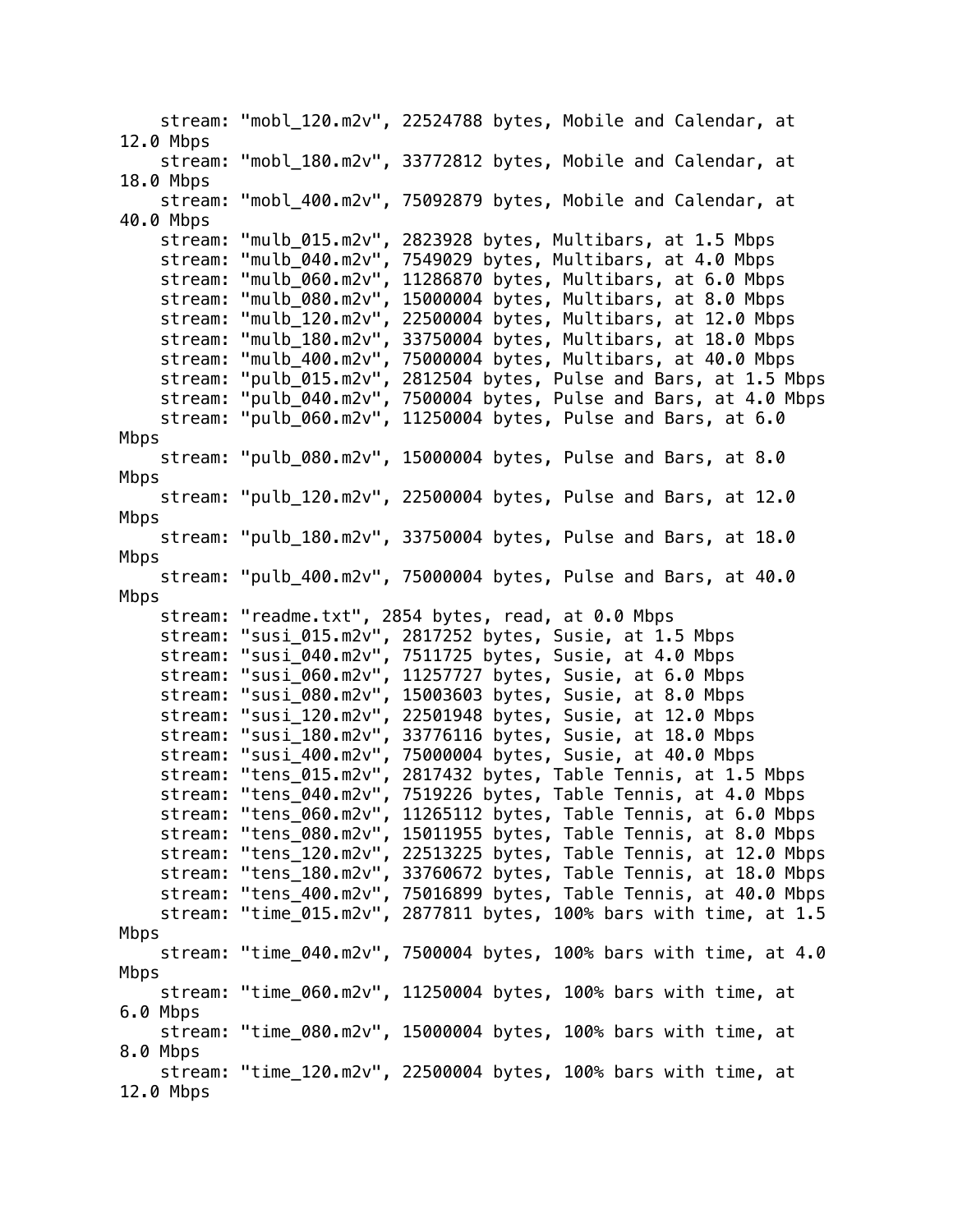```
    stream: "mobl_120.m2v", 22524788 bytes, Mobile and Calendar, at 12.0 Mbps
    stream: "mobl_180.m2v", 33772812 bytes, Mobile and Calendar, at 18.0 Mbps
    stream: "mobl_400.m2v", 75092879 bytes, Mobile and Calendar, at 40.0 Mbps
    stream: "mulb_015.m2v", 2823928 bytes, Multibars, at 1.5 Mbps
    stream: "mulb_040.m2v", 7549029 bytes, Multibars, at 4.0 Mbps
    stream: "mulb_060.m2v", 11286870 bytes, Multibars, at 6.0 Mbps
    stream: "mulb_080.m2v", 15000004 bytes, Multibars, at 8.0 Mbps
    stream: "mulb_120.m2v", 22500004 bytes, Multibars, at 12.0 Mbps
    stream: "mulb_180.m2v", 33750004 bytes, Multibars, at 18.0 Mbps
    stream: "mulb_400.m2v", 75000004 bytes, Multibars, at 40.0 Mbps
    stream: "pulb_015.m2v", 2812504 bytes, Pulse and Bars, at 1.5 Mbps
    stream: "pulb_040.m2v", 7500004 bytes, Pulse and Bars, at 4.0 Mbps
    stream: "pulb_060.m2v", 11250004 bytes, Pulse and Bars, at 6.0 Mbps
    stream: "pulb_080.m2v", 15000004 bytes, Pulse and Bars, at 8.0 Mbps
    stream: "pulb_120.m2v", 22500004 bytes, Pulse and Bars, at 12.0 Mbps
    stream: "pulb_180.m2v", 33750004 bytes, Pulse and Bars, at 18.0 Mbps
    stream: "pulb_400.m2v", 75000004 bytes, Pulse and Bars, at 40.0 Mbps
    stream: "readme.txt", 2854 bytes, read, at 0.0 Mbps
    stream: "susi_015.m2v", 2817252 bytes, Susie, at 1.5 Mbps
    stream: "susi_040.m2v", 7511725 bytes, Susie, at 4.0 Mbps
    stream: "susi_060.m2v", 11257727 bytes, Susie, at 6.0 Mbps
    stream: "susi_080.m2v", 15003603 bytes, Susie, at 8.0 Mbps
    stream: "susi_120.m2v", 22501948 bytes, Susie, at 12.0 Mbps
    stream: "susi_180.m2v", 33776116 bytes, Susie, at 18.0 Mbps
    stream: "susi_400.m2v", 75000004 bytes, Susie, at 40.0 Mbps
    stream: "tens_015.m2v", 2817432 bytes, Table Tennis, at 1.5 Mbps
    stream: "tens_040.m2v", 7519226 bytes, Table Tennis, at 4.0 Mbps
    stream: "tens_060.m2v", 11265112 bytes, Table Tennis, at 6.0 Mbps
    stream: "tens_080.m2v", 15011955 bytes, Table Tennis, at 8.0 Mbps
    stream: "tens_120.m2v", 22513225 bytes, Table Tennis, at 12.0 Mbps
    stream: "tens_180.m2v", 33760672 bytes, Table Tennis, at 18.0 Mbps
    stream: "tens_400.m2v", 75016899 bytes, Table Tennis, at 40.0 Mbps
    stream: "time_015.m2v", 2877811 bytes, 100% bars with time, at 1.5 Mbps
    stream: "time_040.m2v", 7500004 bytes, 100% bars with time, at 4.0 Mbps
    stream: "time_060.m2v", 11250004 bytes, 100% bars with time, at 6.0 Mbps
    stream: "time_080.m2v", 15000004 bytes, 100% bars with time, at 8.0 Mbps
    stream: "time_120.m2v", 22500004 bytes, 100% bars with time, at 12.0 Mbps
```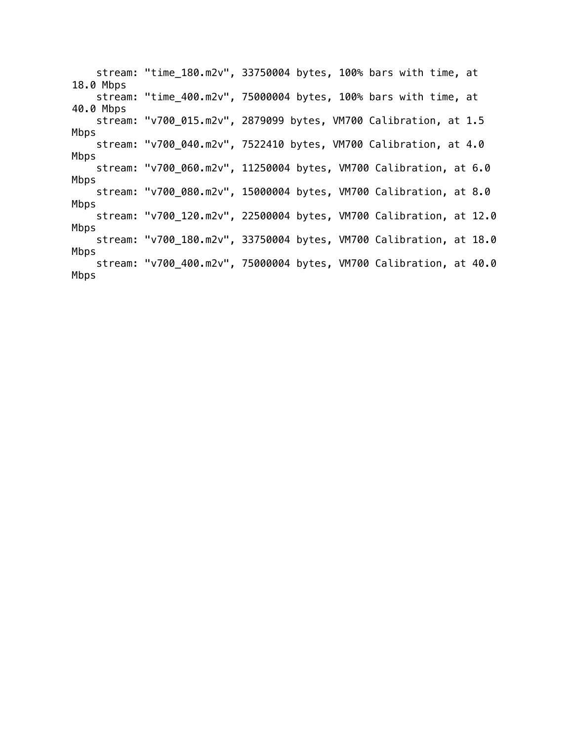```
    stream: "time_180.m2v", 33750004 bytes, 100% bars with time, at
18.0 Mbps
    stream: "time_400.m2v", 75000004 bytes, 100% bars with time, at
40.0 Mbps
    stream: "v700_015.m2v", 2879099 bytes, VM700 Calibration, at 1.5
Mbps
    stream: "v700_040.m2v", 7522410 bytes, VM700 Calibration, at 4.0
Mbps
    stream: "v700_060.m2v", 11250004 bytes, VM700 Calibration, at 6.0
Mbps
    stream: "v700_080.m2v", 15000004 bytes, VM700 Calibration, at 8.0
Mbps
    stream: "v700_120.m2v", 22500004 bytes, VM700 Calibration, at 12.0
Mbps
    stream: "v700_180.m2v", 33750004 bytes, VM700 Calibration, at 18.0
Mbps
    stream: "v700_400.m2v", 75000004 bytes, VM700 Calibration, at 40.0
Mbps
```